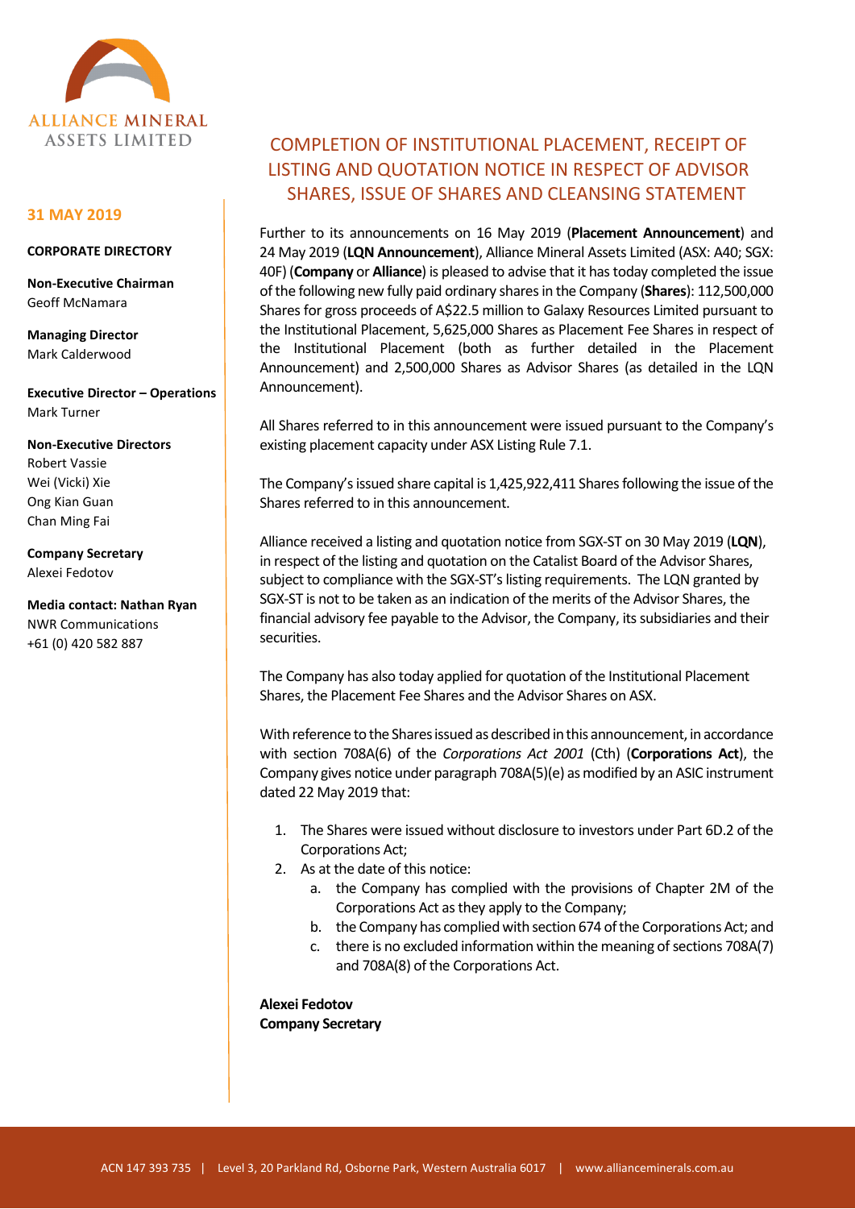ALLIANCE MINERAL ASSETS LIMITED

**31 MAY 2019**

**CORPORATE DIRECTORY**

**Non-Executive Chairman**
Geoff McNamara

**Managing Director**
Mark Calderwood

**Executive Director – Operations**
Mark Turner

**Non-Executive Directors**
Robert Vassie
Wei (Vicki) Xie
Ong Kian Guan
Chan Ming Fai

**Company Secretary**
Alexei Fedotov

**Media contact: Nathan Ryan**
NWR Communications
+61 (0) 420 582 887

# COMPLETION OF INSTITUTIONAL PLACEMENT, RECEIPT OF LISTING AND QUOTATION NOTICE IN RESPECT OF ADVISOR SHARES, ISSUE OF SHARES AND CLEANSING STATEMENT

Further to its announcements on 16 May 2019 (**Placement Announcement**) and 24 May 2019 (**LQN Announcement**), Alliance Mineral Assets Limited (ASX: A40; SGX: 40F) (**Company** or **Alliance**) is pleased to advise that it has today completed the issue of the following new fully paid ordinary shares in the Company (**Shares**): 112,500,000 Shares for gross proceeds of A$22.5 million to Galaxy Resources Limited pursuant to the Institutional Placement, 5,625,000 Shares as Placement Fee Shares in respect of the Institutional Placement (both as further detailed in the Placement Announcement) and 2,500,000 Shares as Advisor Shares (as detailed in the LQN Announcement).

All Shares referred to in this announcement were issued pursuant to the Company's existing placement capacity under ASX Listing Rule 7.1.

The Company's issued share capital is 1,425,922,411 Shares following the issue of the Shares referred to in this announcement.

Alliance received a listing and quotation notice from SGX-ST on 30 May 2019 (**LQN**), in respect of the listing and quotation on the Catalist Board of the Advisor Shares, subject to compliance with the SGX-ST's listing requirements. The LQN granted by SGX-ST is not to be taken as an indication of the merits of the Advisor Shares, the financial advisory fee payable to the Advisor, the Company, its subsidiaries and their securities.

The Company has also today applied for quotation of the Institutional Placement Shares, the Placement Fee Shares and the Advisor Shares on ASX.

With reference to the Shares issued as described in this announcement, in accordance with section 708A(6) of the *Corporations Act 2001* (Cth) (**Corporations Act**), the Company gives notice under paragraph 708A(5)(e) as modified by an ASIC instrument dated 22 May 2019 that:

1. The Shares were issued without disclosure to investors under Part 6D.2 of the Corporations Act;
2. As at the date of this notice:
   a. the Company has complied with the provisions of Chapter 2M of the Corporations Act as they apply to the Company;
   b. the Company has complied with section 674 of the Corporations Act; and
   c. there is no excluded information within the meaning of sections 708A(7) and 708A(8) of the Corporations Act.

**Alexei Fedotov**
**Company Secretary**

ACN 147 393 735 | Level 3, 20 Parkland Rd, Osborne Park, Western Australia 6017 | www.allianceminerals.com.au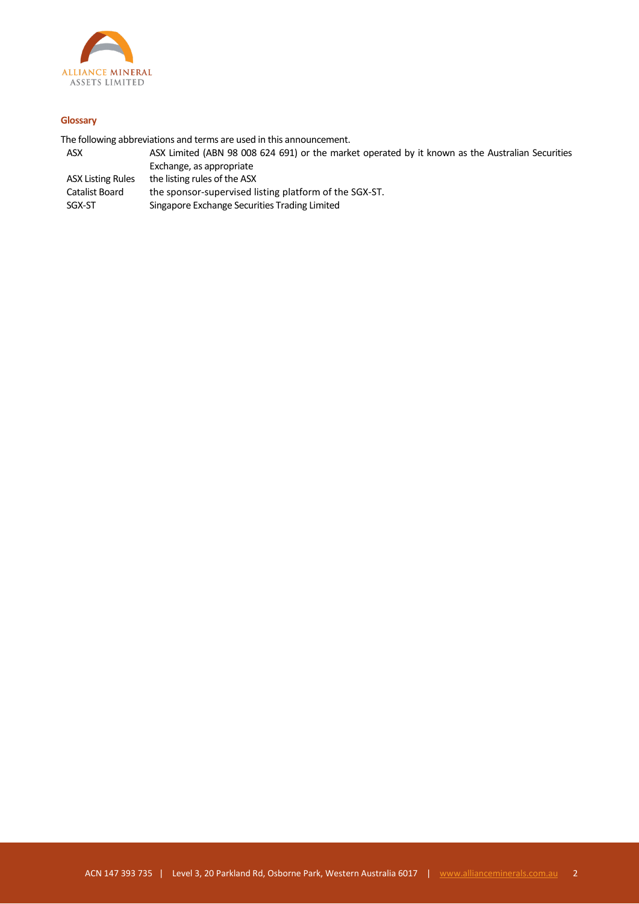### Glossary

The following abbreviations and terms are used in this announcement.

| | |
|---|---|
| ASX | ASX Limited (ABN 98 008 624 691) or the market operated by it known as the Australian Securities Exchange, as appropriate |
| ASX Listing Rules | the listing rules of the ASX |
| Catalist Board | the sponsor-supervised listing platform of the SGX-ST. |
| SGX-ST | Singapore Exchange Securities Trading Limited |